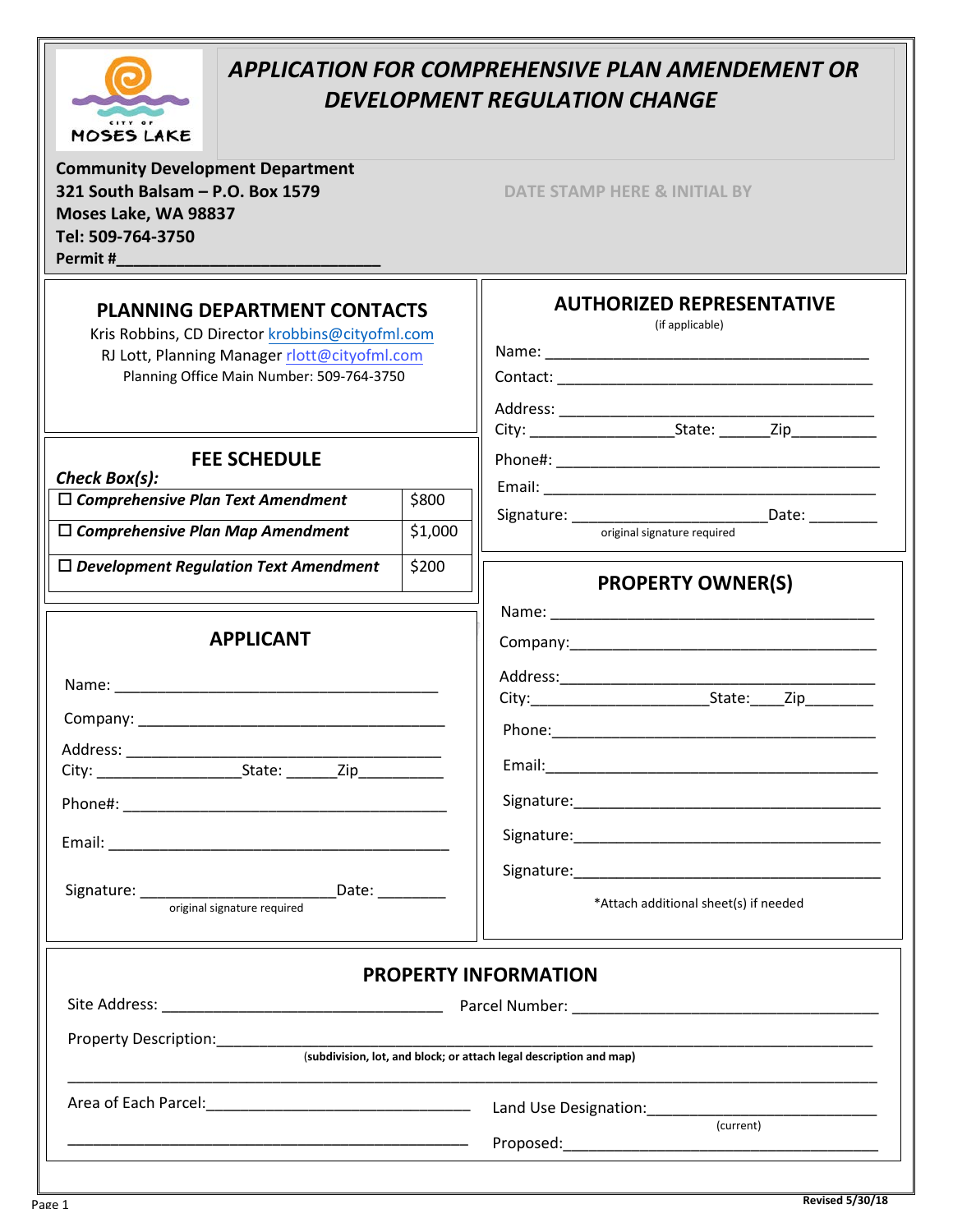# APPLICATION FOR COMPREHENSIVE PLAN AMENDEMENT OR DEVELOPMENT REGULATION CHANGE

**Community Development Department**
**321 South Balsam – P.O. Box 1579**
**Moses Lake, WA 98837**
**Tel: 509-764-3750**
**Permit #______________________________**

DATE STAMP HERE & INITIAL BY

## PLANNING DEPARTMENT CONTACTS

Kris Robbins, CD Director krobbins@cityofml.com
RJ Lott, Planning Manager rlott@cityofml.com
Planning Office Main Number: 509-764-3750

## FEE SCHEDULE

***Check Box(s):***

| | |
|---|---|
| ☐ ***Comprehensive Plan Text Amendment*** | $800 |
| ☐ ***Comprehensive Plan Map Amendment*** | $1,000 |
| ☐ ***Development Regulation Text Amendment*** | $200 |

## APPLICANT

Name: ________________________________________

Company: ____________________________________

Address: _____________________________________
City: _________________State: ______Zip__________

Phone#: ______________________________________

Email: _______________________________________

Signature: ______________________Date: ________
original signature required

## AUTHORIZED REPRESENTATIVE

(if applicable)

Name: ________________________________________

Contact: ______________________________________

Address: ______________________________________
City: _________________State: ______Zip__________

Phone#: ______________________________________

Email: _______________________________________

Signature: ______________________Date: ________
original signature required

## PROPERTY OWNER(S)

Name: ________________________________________

Company:______________________________________

Address:______________________________________
City:_____________________State:____Zip________

Phone:________________________________________

Email:________________________________________

Signature:_____________________________________

Signature:_____________________________________

Signature:_____________________________________

*Attach additional sheet(s) if needed

## PROPERTY INFORMATION

Site Address: _________________________________ Parcel Number: ___________________________________

Property Description:____________________________________________________________________________
(**subdivision, lot, and block; or attach legal description and map**)

_____________________________________________________________________________________________

Area of Each Parcel:______________________________ Land Use Designation:___________________________
(current)

_______________________________________________ Proposed:___________________________________

Revised 5/30/18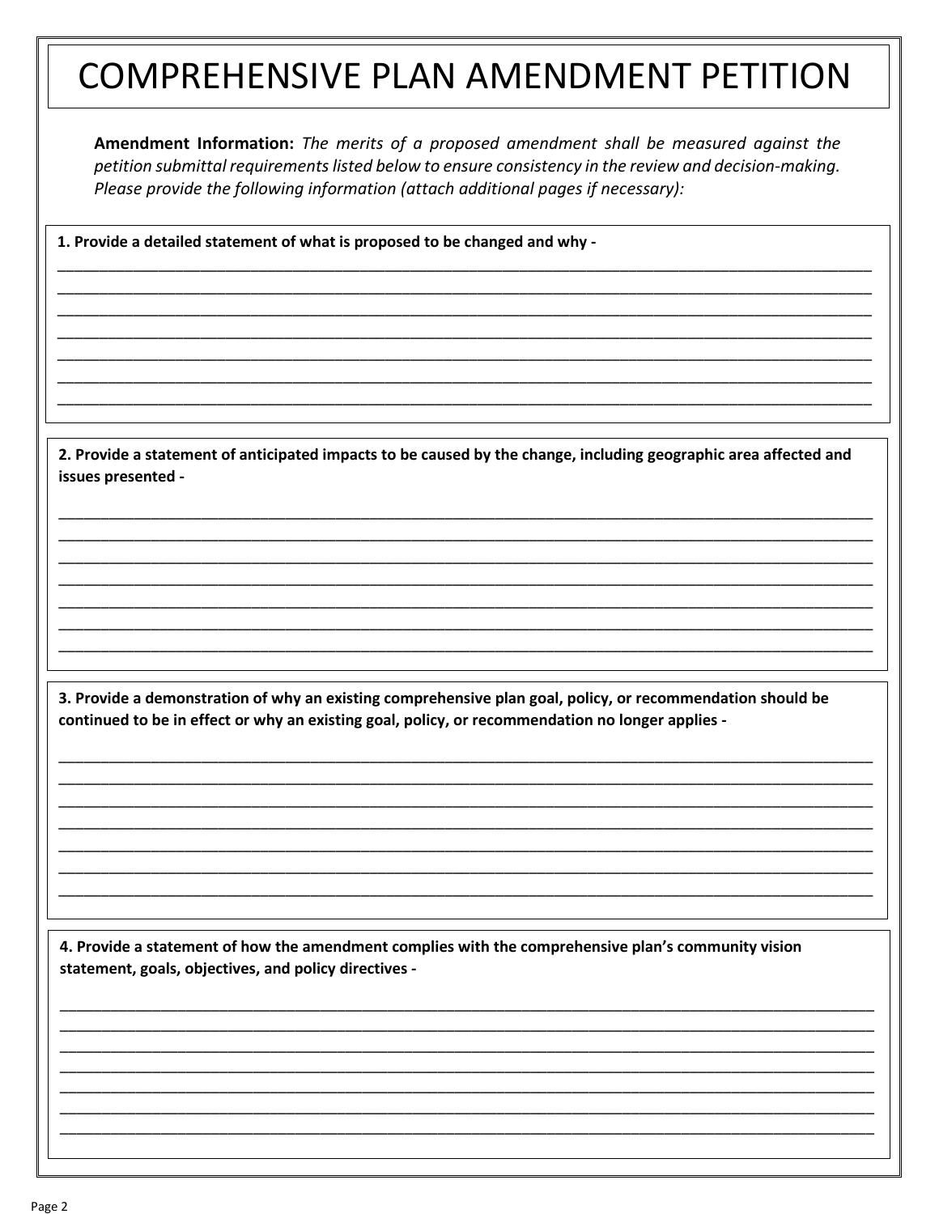# COMPREHENSIVE PLAN AMENDMENT PETITION

**Amendment Information:** *The merits of a proposed amendment shall be measured against the petition submittal requirements listed below to ensure consistency in the review and decision-making. Please provide the following information (attach additional pages if necessary):*

**1. Provide a detailed statement of what is proposed to be changed and why -**

______________________________________________________________________________________________
______________________________________________________________________________________________
______________________________________________________________________________________________
______________________________________________________________________________________________
______________________________________________________________________________________________
______________________________________________________________________________________________
______________________________________________________________________________________________

**2. Provide a statement of anticipated impacts to be caused by the change, including geographic area affected and issues presented -**

______________________________________________________________________________________________
______________________________________________________________________________________________
______________________________________________________________________________________________
______________________________________________________________________________________________
______________________________________________________________________________________________
______________________________________________________________________________________________
______________________________________________________________________________________________

**3. Provide a demonstration of why an existing comprehensive plan goal, policy, or recommendation should be continued to be in effect or why an existing goal, policy, or recommendation no longer applies -**

______________________________________________________________________________________________
______________________________________________________________________________________________
______________________________________________________________________________________________
______________________________________________________________________________________________
______________________________________________________________________________________________
______________________________________________________________________________________________
______________________________________________________________________________________________

**4. Provide a statement of how the amendment complies with the comprehensive plan's community vision statement, goals, objectives, and policy directives -**

______________________________________________________________________________________________
______________________________________________________________________________________________
______________________________________________________________________________________________
______________________________________________________________________________________________
______________________________________________________________________________________________
______________________________________________________________________________________________
______________________________________________________________________________________________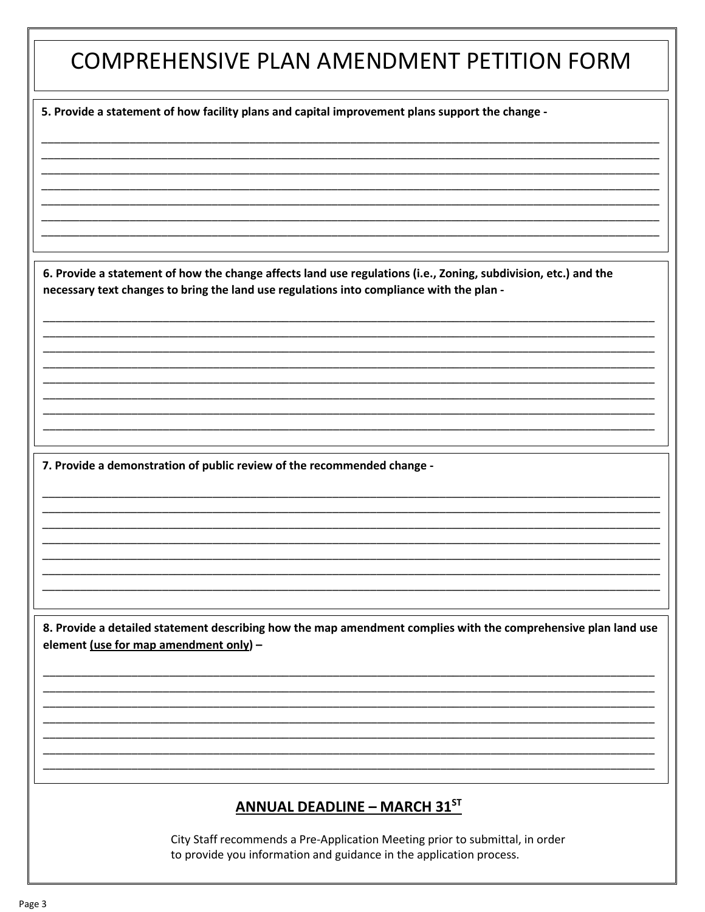# COMPREHENSIVE PLAN AMENDMENT PETITION FORM

**5. Provide a statement of how facility plans and capital improvement plans support the change -**

\_\_\_\_\_\_\_\_\_\_\_\_\_\_\_\_\_\_\_\_\_\_\_\_\_\_\_\_\_\_\_\_\_\_\_\_\_\_\_\_\_\_\_\_\_\_\_\_\_\_\_\_\_\_\_\_\_\_\_\_\_\_\_\_\_\_\_\_\_\_\_\_\_\_\_\_\_\_

\_\_\_\_\_\_\_\_\_\_\_\_\_\_\_\_\_\_\_\_\_\_\_\_\_\_\_\_\_\_\_\_\_\_\_\_\_\_\_\_\_\_\_\_\_\_\_\_\_\_\_\_\_\_\_\_\_\_\_\_\_\_\_\_\_\_\_\_\_\_\_\_\_\_\_\_\_\_

\_\_\_\_\_\_\_\_\_\_\_\_\_\_\_\_\_\_\_\_\_\_\_\_\_\_\_\_\_\_\_\_\_\_\_\_\_\_\_\_\_\_\_\_\_\_\_\_\_\_\_\_\_\_\_\_\_\_\_\_\_\_\_\_\_\_\_\_\_\_\_\_\_\_\_\_\_\_

\_\_\_\_\_\_\_\_\_\_\_\_\_\_\_\_\_\_\_\_\_\_\_\_\_\_\_\_\_\_\_\_\_\_\_\_\_\_\_\_\_\_\_\_\_\_\_\_\_\_\_\_\_\_\_\_\_\_\_\_\_\_\_\_\_\_\_\_\_\_\_\_\_\_\_\_\_\_

\_\_\_\_\_\_\_\_\_\_\_\_\_\_\_\_\_\_\_\_\_\_\_\_\_\_\_\_\_\_\_\_\_\_\_\_\_\_\_\_\_\_\_\_\_\_\_\_\_\_\_\_\_\_\_\_\_\_\_\_\_\_\_\_\_\_\_\_\_\_\_\_\_\_\_\_\_\_

\_\_\_\_\_\_\_\_\_\_\_\_\_\_\_\_\_\_\_\_\_\_\_\_\_\_\_\_\_\_\_\_\_\_\_\_\_\_\_\_\_\_\_\_\_\_\_\_\_\_\_\_\_\_\_\_\_\_\_\_\_\_\_\_\_\_\_\_\_\_\_\_\_\_\_\_\_\_

\_\_\_\_\_\_\_\_\_\_\_\_\_\_\_\_\_\_\_\_\_\_\_\_\_\_\_\_\_\_\_\_\_\_\_\_\_\_\_\_\_\_\_\_\_\_\_\_\_\_\_\_\_\_\_\_\_\_\_\_\_\_\_\_\_\_\_\_\_\_\_\_\_\_\_\_\_\_

**6. Provide a statement of how the change affects land use regulations (i.e., Zoning, subdivision, etc.) and the necessary text changes to bring the land use regulations into compliance with the plan -**

\_\_\_\_\_\_\_\_\_\_\_\_\_\_\_\_\_\_\_\_\_\_\_\_\_\_\_\_\_\_\_\_\_\_\_\_\_\_\_\_\_\_\_\_\_\_\_\_\_\_\_\_\_\_\_\_\_\_\_\_\_\_\_\_\_\_\_\_\_\_\_\_\_\_\_\_\_\_

\_\_\_\_\_\_\_\_\_\_\_\_\_\_\_\_\_\_\_\_\_\_\_\_\_\_\_\_\_\_\_\_\_\_\_\_\_\_\_\_\_\_\_\_\_\_\_\_\_\_\_\_\_\_\_\_\_\_\_\_\_\_\_\_\_\_\_\_\_\_\_\_\_\_\_\_\_\_

\_\_\_\_\_\_\_\_\_\_\_\_\_\_\_\_\_\_\_\_\_\_\_\_\_\_\_\_\_\_\_\_\_\_\_\_\_\_\_\_\_\_\_\_\_\_\_\_\_\_\_\_\_\_\_\_\_\_\_\_\_\_\_\_\_\_\_\_\_\_\_\_\_\_\_\_\_\_

\_\_\_\_\_\_\_\_\_\_\_\_\_\_\_\_\_\_\_\_\_\_\_\_\_\_\_\_\_\_\_\_\_\_\_\_\_\_\_\_\_\_\_\_\_\_\_\_\_\_\_\_\_\_\_\_\_\_\_\_\_\_\_\_\_\_\_\_\_\_\_\_\_\_\_\_\_\_

\_\_\_\_\_\_\_\_\_\_\_\_\_\_\_\_\_\_\_\_\_\_\_\_\_\_\_\_\_\_\_\_\_\_\_\_\_\_\_\_\_\_\_\_\_\_\_\_\_\_\_\_\_\_\_\_\_\_\_\_\_\_\_\_\_\_\_\_\_\_\_\_\_\_\_\_\_\_

\_\_\_\_\_\_\_\_\_\_\_\_\_\_\_\_\_\_\_\_\_\_\_\_\_\_\_\_\_\_\_\_\_\_\_\_\_\_\_\_\_\_\_\_\_\_\_\_\_\_\_\_\_\_\_\_\_\_\_\_\_\_\_\_\_\_\_\_\_\_\_\_\_\_\_\_\_\_

\_\_\_\_\_\_\_\_\_\_\_\_\_\_\_\_\_\_\_\_\_\_\_\_\_\_\_\_\_\_\_\_\_\_\_\_\_\_\_\_\_\_\_\_\_\_\_\_\_\_\_\_\_\_\_\_\_\_\_\_\_\_\_\_\_\_\_\_\_\_\_\_\_\_\_\_\_\_

\_\_\_\_\_\_\_\_\_\_\_\_\_\_\_\_\_\_\_\_\_\_\_\_\_\_\_\_\_\_\_\_\_\_\_\_\_\_\_\_\_\_\_\_\_\_\_\_\_\_\_\_\_\_\_\_\_\_\_\_\_\_\_\_\_\_\_\_\_\_\_\_\_\_\_\_\_\_

**7. Provide a demonstration of public review of the recommended change -**

\_\_\_\_\_\_\_\_\_\_\_\_\_\_\_\_\_\_\_\_\_\_\_\_\_\_\_\_\_\_\_\_\_\_\_\_\_\_\_\_\_\_\_\_\_\_\_\_\_\_\_\_\_\_\_\_\_\_\_\_\_\_\_\_\_\_\_\_\_\_\_\_\_\_\_\_\_\_

\_\_\_\_\_\_\_\_\_\_\_\_\_\_\_\_\_\_\_\_\_\_\_\_\_\_\_\_\_\_\_\_\_\_\_\_\_\_\_\_\_\_\_\_\_\_\_\_\_\_\_\_\_\_\_\_\_\_\_\_\_\_\_\_\_\_\_\_\_\_\_\_\_\_\_\_\_\_

\_\_\_\_\_\_\_\_\_\_\_\_\_\_\_\_\_\_\_\_\_\_\_\_\_\_\_\_\_\_\_\_\_\_\_\_\_\_\_\_\_\_\_\_\_\_\_\_\_\_\_\_\_\_\_\_\_\_\_\_\_\_\_\_\_\_\_\_\_\_\_\_\_\_\_\_\_\_

\_\_\_\_\_\_\_\_\_\_\_\_\_\_\_\_\_\_\_\_\_\_\_\_\_\_\_\_\_\_\_\_\_\_\_\_\_\_\_\_\_\_\_\_\_\_\_\_\_\_\_\_\_\_\_\_\_\_\_\_\_\_\_\_\_\_\_\_\_\_\_\_\_\_\_\_\_\_

\_\_\_\_\_\_\_\_\_\_\_\_\_\_\_\_\_\_\_\_\_\_\_\_\_\_\_\_\_\_\_\_\_\_\_\_\_\_\_\_\_\_\_\_\_\_\_\_\_\_\_\_\_\_\_\_\_\_\_\_\_\_\_\_\_\_\_\_\_\_\_\_\_\_\_\_\_\_

\_\_\_\_\_\_\_\_\_\_\_\_\_\_\_\_\_\_\_\_\_\_\_\_\_\_\_\_\_\_\_\_\_\_\_\_\_\_\_\_\_\_\_\_\_\_\_\_\_\_\_\_\_\_\_\_\_\_\_\_\_\_\_\_\_\_\_\_\_\_\_\_\_\_\_\_\_\_

\_\_\_\_\_\_\_\_\_\_\_\_\_\_\_\_\_\_\_\_\_\_\_\_\_\_\_\_\_\_\_\_\_\_\_\_\_\_\_\_\_\_\_\_\_\_\_\_\_\_\_\_\_\_\_\_\_\_\_\_\_\_\_\_\_\_\_\_\_\_\_\_\_\_\_\_\_\_

**8. Provide a detailed statement describing how the map amendment complies with the comprehensive plan land use element (use for map amendment only) –**

\_\_\_\_\_\_\_\_\_\_\_\_\_\_\_\_\_\_\_\_\_\_\_\_\_\_\_\_\_\_\_\_\_\_\_\_\_\_\_\_\_\_\_\_\_\_\_\_\_\_\_\_\_\_\_\_\_\_\_\_\_\_\_\_\_\_\_\_\_\_\_\_\_\_\_\_\_\_

\_\_\_\_\_\_\_\_\_\_\_\_\_\_\_\_\_\_\_\_\_\_\_\_\_\_\_\_\_\_\_\_\_\_\_\_\_\_\_\_\_\_\_\_\_\_\_\_\_\_\_\_\_\_\_\_\_\_\_\_\_\_\_\_\_\_\_\_\_\_\_\_\_\_\_\_\_\_

\_\_\_\_\_\_\_\_\_\_\_\_\_\_\_\_\_\_\_\_\_\_\_\_\_\_\_\_\_\_\_\_\_\_\_\_\_\_\_\_\_\_\_\_\_\_\_\_\_\_\_\_\_\_\_\_\_\_\_\_\_\_\_\_\_\_\_\_\_\_\_\_\_\_\_\_\_\_

\_\_\_\_\_\_\_\_\_\_\_\_\_\_\_\_\_\_\_\_\_\_\_\_\_\_\_\_\_\_\_\_\_\_\_\_\_\_\_\_\_\_\_\_\_\_\_\_\_\_\_\_\_\_\_\_\_\_\_\_\_\_\_\_\_\_\_\_\_\_\_\_\_\_\_\_\_\_

\_\_\_\_\_\_\_\_\_\_\_\_\_\_\_\_\_\_\_\_\_\_\_\_\_\_\_\_\_\_\_\_\_\_\_\_\_\_\_\_\_\_\_\_\_\_\_\_\_\_\_\_\_\_\_\_\_\_\_\_\_\_\_\_\_\_\_\_\_\_\_\_\_\_\_\_\_\_

\_\_\_\_\_\_\_\_\_\_\_\_\_\_\_\_\_\_\_\_\_\_\_\_\_\_\_\_\_\_\_\_\_\_\_\_\_\_\_\_\_\_\_\_\_\_\_\_\_\_\_\_\_\_\_\_\_\_\_\_\_\_\_\_\_\_\_\_\_\_\_\_\_\_\_\_\_\_

\_\_\_\_\_\_\_\_\_\_\_\_\_\_\_\_\_\_\_\_\_\_\_\_\_\_\_\_\_\_\_\_\_\_\_\_\_\_\_\_\_\_\_\_\_\_\_\_\_\_\_\_\_\_\_\_\_\_\_\_\_\_\_\_\_\_\_\_\_\_\_\_\_\_\_\_\_\_

## ANNUAL DEADLINE – MARCH 31ST

City Staff recommends a Pre-Application Meeting prior to submittal, in order to provide you information and guidance in the application process.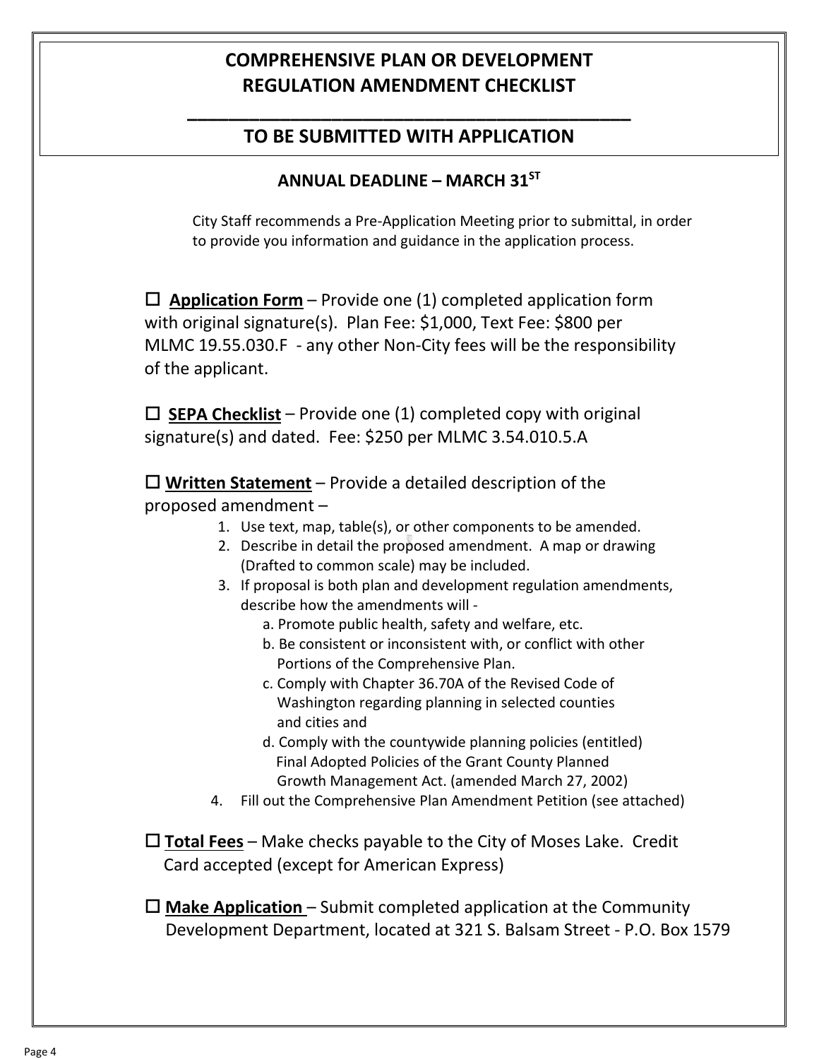# COMPREHENSIVE PLAN OR DEVELOPMENT REGULATION AMENDMENT CHECKLIST

## TO BE SUBMITTED WITH APPLICATION

### ANNUAL DEADLINE – MARCH 31ST

City Staff recommends a Pre-Application Meeting prior to submittal, in order to provide you information and guidance in the application process.

☐ **Application Form** – Provide one (1) completed application form with original signature(s). Plan Fee: $1,000, Text Fee: $800 per MLMC 19.55.030.F - any other Non-City fees will be the responsibility of the applicant.

☐ **SEPA Checklist** – Provide one (1) completed copy with original signature(s) and dated. Fee: $250 per MLMC 3.54.010.5.A

☐ **Written Statement** – Provide a detailed description of the proposed amendment –

1. Use text, map, table(s), or other components to be amended.
2. Describe in detail the proposed amendment. A map or drawing (Drafted to common scale) may be included.
3. If proposal is both plan and development regulation amendments, describe how the amendments will -
   a. Promote public health, safety and welfare, etc.
   b. Be consistent or inconsistent with, or conflict with other Portions of the Comprehensive Plan.
   c. Comply with Chapter 36.70A of the Revised Code of Washington regarding planning in selected counties and cities and
   d. Comply with the countywide planning policies (entitled) Final Adopted Policies of the Grant County Planned Growth Management Act. (amended March 27, 2002)
4. Fill out the Comprehensive Plan Amendment Petition (see attached)

☐ **Total Fees** – Make checks payable to the City of Moses Lake. Credit Card accepted (except for American Express)

☐ **Make Application** – Submit completed application at the Community Development Department, located at 321 S. Balsam Street - P.O. Box 1579